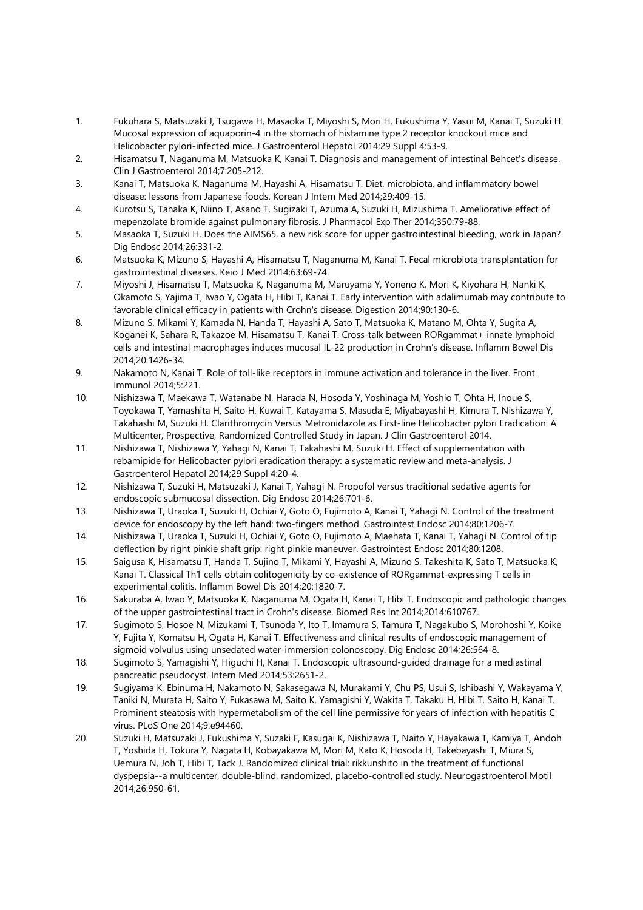1. Fukuhara S, Matsuzaki J, Tsugawa H, Masaoka T, Miyoshi S, Mori H, Fukushima Y, Yasui M, Kanai T, Suzuki H. Mucosal expression of aquaporin-4 in the stomach of histamine type 2 receptor knockout mice and Helicobacter pylori-infected mice. J Gastroenterol Hepatol 2014;29 Suppl 4:53-9.
2. Hisamatsu T, Naganuma M, Matsuoka K, Kanai T. Diagnosis and management of intestinal Behcet's disease. Clin J Gastroenterol 2014;7:205-212.
3. Kanai T, Matsuoka K, Naganuma M, Hayashi A, Hisamatsu T. Diet, microbiota, and inflammatory bowel disease: lessons from Japanese foods. Korean J Intern Med 2014;29:409-15.
4. Kurotsu S, Tanaka K, Niino T, Asano T, Sugizaki T, Azuma A, Suzuki H, Mizushima T. Ameliorative effect of mepenzolate bromide against pulmonary fibrosis. J Pharmacol Exp Ther 2014;350:79-88.
5. Masaoka T, Suzuki H. Does the AIMS65, a new risk score for upper gastrointestinal bleeding, work in Japan? Dig Endosc 2014;26:331-2.
6. Matsuoka K, Mizuno S, Hayashi A, Hisamatsu T, Naganuma M, Kanai T. Fecal microbiota transplantation for gastrointestinal diseases. Keio J Med 2014;63:69-74.
7. Miyoshi J, Hisamatsu T, Matsuoka K, Naganuma M, Maruyama Y, Yoneno K, Mori K, Kiyohara H, Nanki K, Okamoto S, Yajima T, Iwao Y, Ogata H, Hibi T, Kanai T. Early intervention with adalimumab may contribute to favorable clinical efficacy in patients with Crohn's disease. Digestion 2014;90:130-6.
8. Mizuno S, Mikami Y, Kamada N, Handa T, Hayashi A, Sato T, Matsuoka K, Matano M, Ohta Y, Sugita A, Koganei K, Sahara R, Takazoe M, Hisamatsu T, Kanai T. Cross-talk between RORgammat+ innate lymphoid cells and intestinal macrophages induces mucosal IL-22 production in Crohn's disease. Inflamm Bowel Dis 2014;20:1426-34.
9. Nakamoto N, Kanai T. Role of toll-like receptors in immune activation and tolerance in the liver. Front Immunol 2014;5:221.
10. Nishizawa T, Maekawa T, Watanabe N, Harada N, Hosoda Y, Yoshinaga M, Yoshio T, Ohta H, Inoue S, Toyokawa T, Yamashita H, Saito H, Kuwai T, Katayama S, Masuda E, Miyabayashi H, Kimura T, Nishizawa Y, Takahashi M, Suzuki H. Clarithromycin Versus Metronidazole as First-line Helicobacter pylori Eradication: A Multicenter, Prospective, Randomized Controlled Study in Japan. J Clin Gastroenterol 2014.
11. Nishizawa T, Nishizawa Y, Yahagi N, Kanai T, Takahashi M, Suzuki H. Effect of supplementation with rebamipide for Helicobacter pylori eradication therapy: a systematic review and meta-analysis. J Gastroenterol Hepatol 2014;29 Suppl 4:20-4.
12. Nishizawa T, Suzuki H, Matsuzaki J, Kanai T, Yahagi N. Propofol versus traditional sedative agents for endoscopic submucosal dissection. Dig Endosc 2014;26:701-6.
13. Nishizawa T, Uraoka T, Suzuki H, Ochiai Y, Goto O, Fujimoto A, Kanai T, Yahagi N. Control of the treatment device for endoscopy by the left hand: two-fingers method. Gastrointest Endosc 2014;80:1206-7.
14. Nishizawa T, Uraoka T, Suzuki H, Ochiai Y, Goto O, Fujimoto A, Maehata T, Kanai T, Yahagi N. Control of tip deflection by right pinkie shaft grip: right pinkie maneuver. Gastrointest Endosc 2014;80:1208.
15. Saigusa K, Hisamatsu T, Handa T, Sujino T, Mikami Y, Hayashi A, Mizuno S, Takeshita K, Sato T, Matsuoka K, Kanai T. Classical Th1 cells obtain colitogenicity by co-existence of RORgammat-expressing T cells in experimental colitis. Inflamm Bowel Dis 2014;20:1820-7.
16. Sakuraba A, Iwao Y, Matsuoka K, Naganuma M, Ogata H, Kanai T, Hibi T. Endoscopic and pathologic changes of the upper gastrointestinal tract in Crohn's disease. Biomed Res Int 2014;2014:610767.
17. Sugimoto S, Hosoe N, Mizukami T, Tsunoda Y, Ito T, Imamura S, Tamura T, Nagakubo S, Morohoshi Y, Koike Y, Fujita Y, Komatsu H, Ogata H, Kanai T. Effectiveness and clinical results of endoscopic management of sigmoid volvulus using unsedated water-immersion colonoscopy. Dig Endosc 2014;26:564-8.
18. Sugimoto S, Yamagishi Y, Higuchi H, Kanai T. Endoscopic ultrasound-guided drainage for a mediastinal pancreatic pseudocyst. Intern Med 2014;53:2651-2.
19. Sugiyama K, Ebinuma H, Nakamoto N, Sakasegawa N, Murakami Y, Chu PS, Usui S, Ishibashi Y, Wakayama Y, Taniki N, Murata H, Saito Y, Fukasawa M, Saito K, Yamagishi Y, Wakita T, Takaku H, Hibi T, Saito H, Kanai T. Prominent steatosis with hypermetabolism of the cell line permissive for years of infection with hepatitis C virus. PLoS One 2014;9:e94460.
20. Suzuki H, Matsuzaki J, Fukushima Y, Suzaki F, Kasugai K, Nishizawa T, Naito Y, Hayakawa T, Kamiya T, Andoh T, Yoshida H, Tokura Y, Nagata H, Kobayakawa M, Mori M, Kato K, Hosoda H, Takebayashi T, Miura S, Uemura N, Joh T, Hibi T, Tack J. Randomized clinical trial: rikkunshito in the treatment of functional dyspepsia--a multicenter, double-blind, randomized, placebo-controlled study. Neurogastroenterol Motil 2014;26:950-61.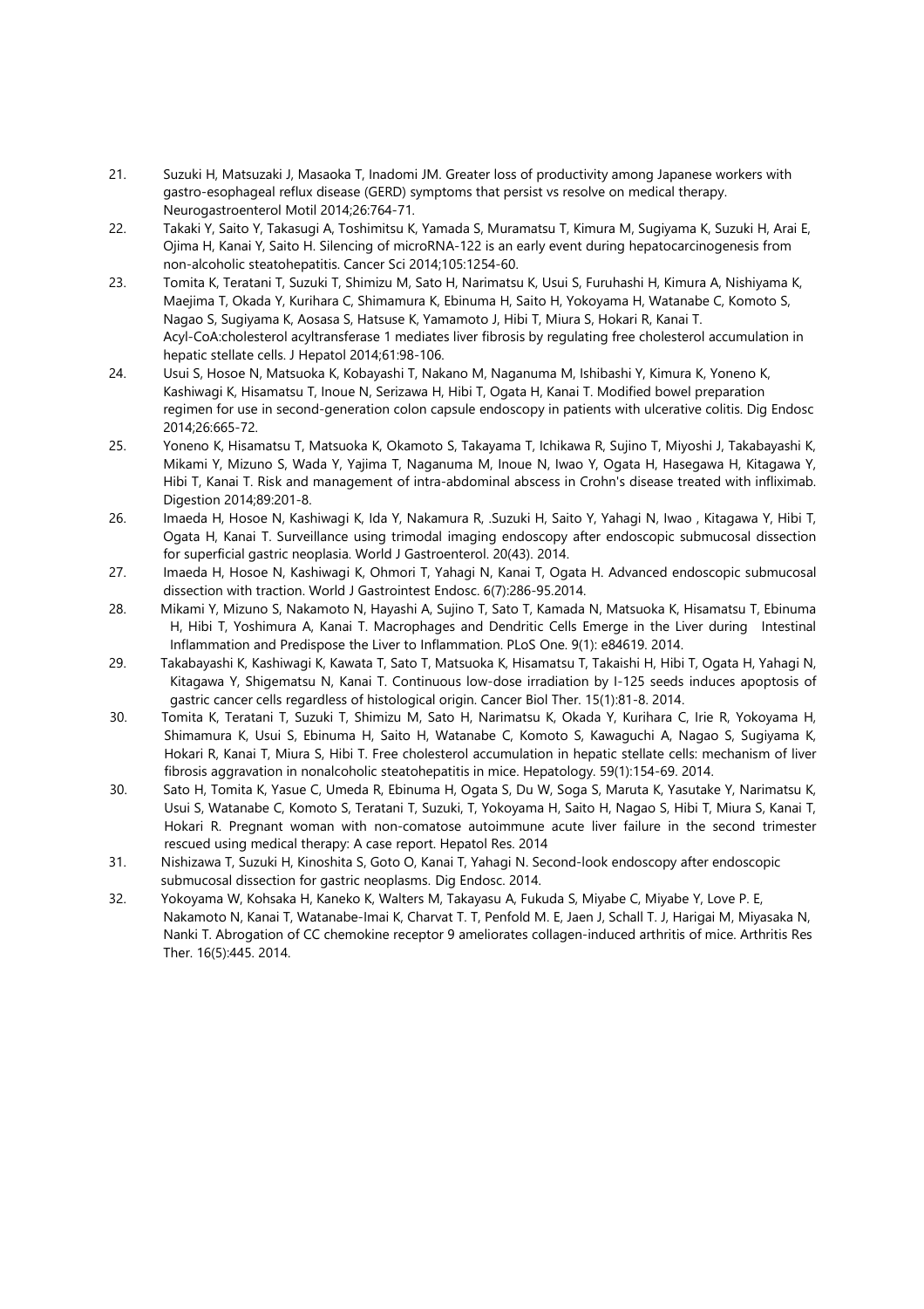21. Suzuki H, Matsuzaki J, Masaoka T, Inadomi JM. Greater loss of productivity among Japanese workers with gastro-esophageal reflux disease (GERD) symptoms that persist vs resolve on medical therapy. Neurogastroenterol Motil 2014;26:764-71.
22. Takaki Y, Saito Y, Takasugi A, Toshimitsu K, Yamada S, Muramatsu T, Kimura M, Sugiyama K, Suzuki H, Arai E, Ojima H, Kanai Y, Saito H. Silencing of microRNA-122 is an early event during hepatocarcinogenesis from non-alcoholic steatohepatitis. Cancer Sci 2014;105:1254-60.
23. Tomita K, Teratani T, Suzuki T, Shimizu M, Sato H, Narimatsu K, Usui S, Furuhashi H, Kimura A, Nishiyama K, Maejima T, Okada Y, Kurihara C, Shimamura K, Ebinuma H, Saito H, Yokoyama H, Watanabe C, Komoto S, Nagao S, Sugiyama K, Aosasa S, Hatsuse K, Yamamoto J, Hibi T, Miura S, Hokari R, Kanai T. Acyl-CoA:cholesterol acyltransferase 1 mediates liver fibrosis by regulating free cholesterol accumulation in hepatic stellate cells. J Hepatol 2014;61:98-106.
24. Usui S, Hosoe N, Matsuoka K, Kobayashi T, Nakano M, Naganuma M, Ishibashi Y, Kimura K, Yoneno K, Kashiwagi K, Hisamatsu T, Inoue N, Serizawa H, Hibi T, Ogata H, Kanai T. Modified bowel preparation regimen for use in second-generation colon capsule endoscopy in patients with ulcerative colitis. Dig Endosc 2014;26:665-72.
25. Yoneno K, Hisamatsu T, Matsuoka K, Okamoto S, Takayama T, Ichikawa R, Sujino T, Miyoshi J, Takabayashi K, Mikami Y, Mizuno S, Wada Y, Yajima T, Naganuma M, Inoue N, Iwao Y, Ogata H, Hasegawa H, Kitagawa Y, Hibi T, Kanai T. Risk and management of intra-abdominal abscess in Crohn's disease treated with infliximab. Digestion 2014;89:201-8.
26. Imaeda H, Hosoe N, Kashiwagi K, Ida Y, Nakamura R, .Suzuki H, Saito Y, Yahagi N, Iwao , Kitagawa Y, Hibi T, Ogata H, Kanai T. Surveillance using trimodal imaging endoscopy after endoscopic submucosal dissection for superficial gastric neoplasia. World J Gastroenterol. 20(43). 2014.
27. Imaeda H, Hosoe N, Kashiwagi K, Ohmori T, Yahagi N, Kanai T, Ogata H. Advanced endoscopic submucosal dissection with traction. World J Gastrointest Endosc. 6(7):286-95.2014.
28. Mikami Y, Mizuno S, Nakamoto N, Hayashi A, Sujino T, Sato T, Kamada N, Matsuoka K, Hisamatsu T, Ebinuma H, Hibi T, Yoshimura A, Kanai T. Macrophages and Dendritic Cells Emerge in the Liver during Intestinal Inflammation and Predispose the Liver to Inflammation. PLoS One. 9(1): e84619. 2014.
29. Takabayashi K, Kashiwagi K, Kawata T, Sato T, Matsuoka K, Hisamatsu T, Takaishi H, Hibi T, Ogata H, Yahagi N, Kitagawa Y, Shigematsu N, Kanai T. Continuous low-dose irradiation by I-125 seeds induces apoptosis of gastric cancer cells regardless of histological origin. Cancer Biol Ther. 15(1):81-8. 2014.
30. Tomita K, Teratani T, Suzuki T, Shimizu M, Sato H, Narimatsu K, Okada Y, Kurihara C, Irie R, Yokoyama H, Shimamura K, Usui S, Ebinuma H, Saito H, Watanabe C, Komoto S, Kawaguchi A, Nagao S, Sugiyama K, Hokari R, Kanai T, Miura S, Hibi T. Free cholesterol accumulation in hepatic stellate cells: mechanism of liver fibrosis aggravation in nonalcoholic steatohepatitis in mice. Hepatology. 59(1):154-69. 2014.
30. Sato H, Tomita K, Yasue C, Umeda R, Ebinuma H, Ogata S, Du W, Soga S, Maruta K, Yasutake Y, Narimatsu K, Usui S, Watanabe C, Komoto S, Teratani T, Suzuki, T, Yokoyama H, Saito H, Nagao S, Hibi T, Miura S, Kanai T, Hokari R. Pregnant woman with non-comatose autoimmune acute liver failure in the second trimester rescued using medical therapy: A case report. Hepatol Res. 2014
31. Nishizawa T, Suzuki H, Kinoshita S, Goto O, Kanai T, Yahagi N. Second-look endoscopy after endoscopic submucosal dissection for gastric neoplasms. Dig Endosc. 2014.
32. Yokoyama W, Kohsaka H, Kaneko K, Walters M, Takayasu A, Fukuda S, Miyabe C, Miyabe Y, Love P. E, Nakamoto N, Kanai T, Watanabe-Imai K, Charvat T. T, Penfold M. E, Jaen J, Schall T. J, Harigai M, Miyasaka N, Nanki T. Abrogation of CC chemokine receptor 9 ameliorates collagen-induced arthritis of mice. Arthritis Res Ther. 16(5):445. 2014.